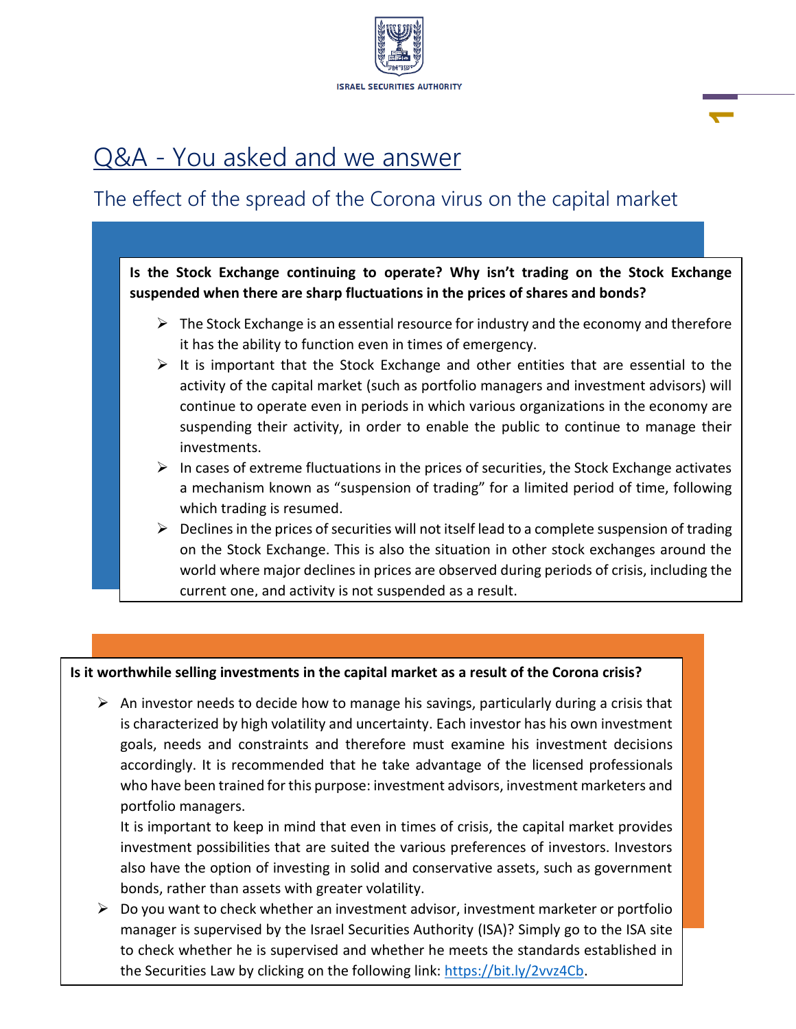ISRAEL SECURITIES AUTHORITY

# Q&A - You asked and we answer

## The effect of the spread of the Corona virus on the capital market

**Is the Stock Exchange continuing to operate? Why isn't trading on the Stock Exchange suspended when there are sharp fluctuations in the prices of shares and bonds?**

- The Stock Exchange is an essential resource for industry and the economy and therefore it has the ability to function even in times of emergency.
- It is important that the Stock Exchange and other entities that are essential to the activity of the capital market (such as portfolio managers and investment advisors) will continue to operate even in periods in which various organizations in the economy are suspending their activity, in order to enable the public to continue to manage their investments.
- In cases of extreme fluctuations in the prices of securities, the Stock Exchange activates a mechanism known as "suspension of trading" for a limited period of time, following which trading is resumed.
- Declines in the prices of securities will not itself lead to a complete suspension of trading on the Stock Exchange. This is also the situation in other stock exchanges around the world where major declines in prices are observed during periods of crisis, including the current one, and activity is not suspended as a result.

**Is it worthwhile selling investments in the capital market as a result of the Corona crisis?**

- An investor needs to decide how to manage his savings, particularly during a crisis that is characterized by high volatility and uncertainty. Each investor has his own investment goals, needs and constraints and therefore must examine his investment decisions accordingly. It is recommended that he take advantage of the licensed professionals who have been trained for this purpose: investment advisors, investment marketers and portfolio managers.
  It is important to keep in mind that even in times of crisis, the capital market provides investment possibilities that are suited the various preferences of investors. Investors also have the option of investing in solid and conservative assets, such as government bonds, rather than assets with greater volatility.
- Do you want to check whether an investment advisor, investment marketer or portfolio manager is supervised by the Israel Securities Authority (ISA)? Simply go to the ISA site to check whether he is supervised and whether he meets the standards established in the Securities Law by clicking on the following link: https://bit.ly/2vvz4Cb.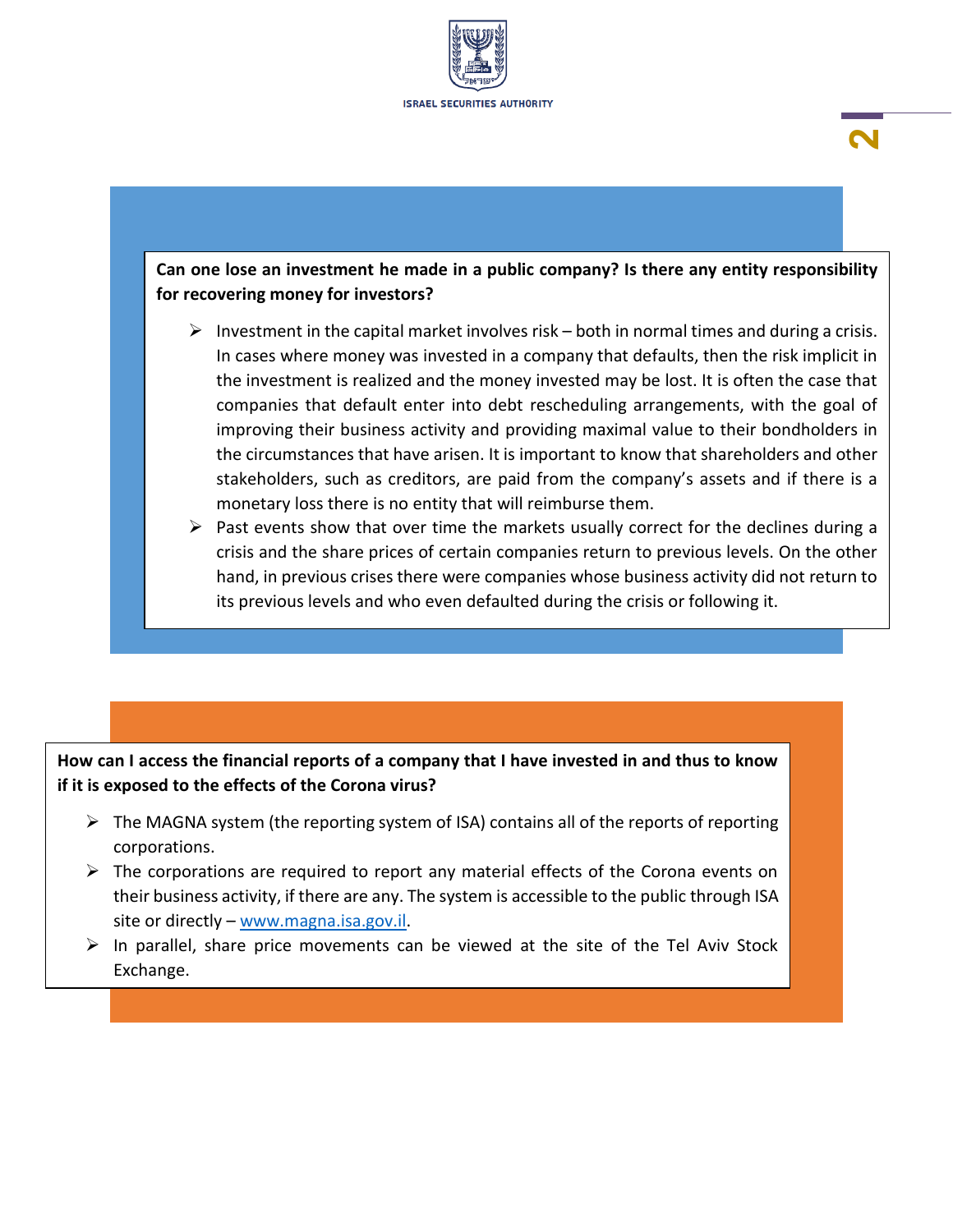**Can one lose an investment he made in a public company? Is there any entity responsibility for recovering money for investors?**

- Investment in the capital market involves risk – both in normal times and during a crisis. In cases where money was invested in a company that defaults, then the risk implicit in the investment is realized and the money invested may be lost. It is often the case that companies that default enter into debt rescheduling arrangements, with the goal of improving their business activity and providing maximal value to their bondholders in the circumstances that have arisen. It is important to know that shareholders and other stakeholders, such as creditors, are paid from the company's assets and if there is a monetary loss there is no entity that will reimburse them.
- Past events show that over time the markets usually correct for the declines during a crisis and the share prices of certain companies return to previous levels. On the other hand, in previous crises there were companies whose business activity did not return to its previous levels and who even defaulted during the crisis or following it.

**How can I access the financial reports of a company that I have invested in and thus to know if it is exposed to the effects of the Corona virus?**

- The MAGNA system (the reporting system of ISA) contains all of the reports of reporting corporations.
- The corporations are required to report any material effects of the Corona events on their business activity, if there are any. The system is accessible to the public through ISA site or directly – www.magna.isa.gov.il.
- In parallel, share price movements can be viewed at the site of the Tel Aviv Stock Exchange.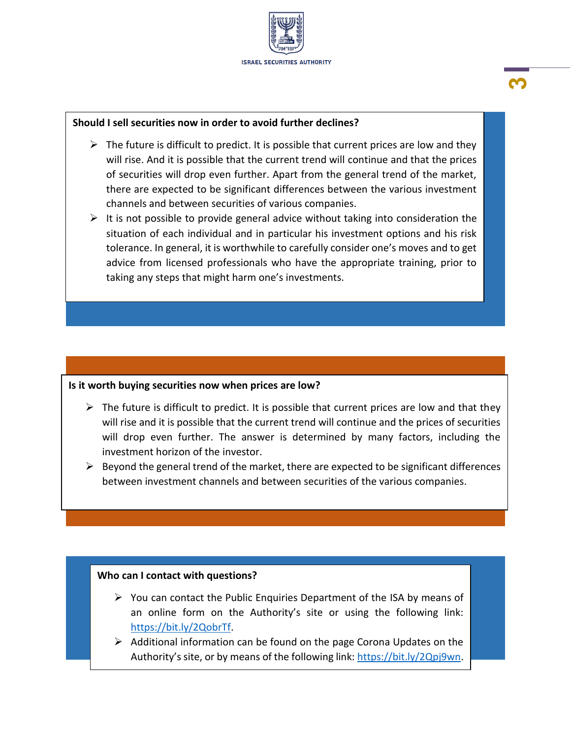**Should I sell securities now in order to avoid further declines?**

- The future is difficult to predict. It is possible that current prices are low and they will rise. And it is possible that the current trend will continue and that the prices of securities will drop even further. Apart from the general trend of the market, there are expected to be significant differences between the various investment channels and between securities of various companies.
- It is not possible to provide general advice without taking into consideration the situation of each individual and in particular his investment options and his risk tolerance. In general, it is worthwhile to carefully consider one's moves and to get advice from licensed professionals who have the appropriate training, prior to taking any steps that might harm one's investments.

**Is it worth buying securities now when prices are low?**

- The future is difficult to predict. It is possible that current prices are low and that they will rise and it is possible that the current trend will continue and the prices of securities will drop even further. The answer is determined by many factors, including the investment horizon of the investor.
- Beyond the general trend of the market, there are expected to be significant differences between investment channels and between securities of the various companies.

**Who can I contact with questions?**

- You can contact the Public Enquiries Department of the ISA by means of an online form on the Authority's site or using the following link: https://bit.ly/2QobrTf.
- Additional information can be found on the page Corona Updates on the Authority's site, or by means of the following link: https://bit.ly/2Qpj9wn.